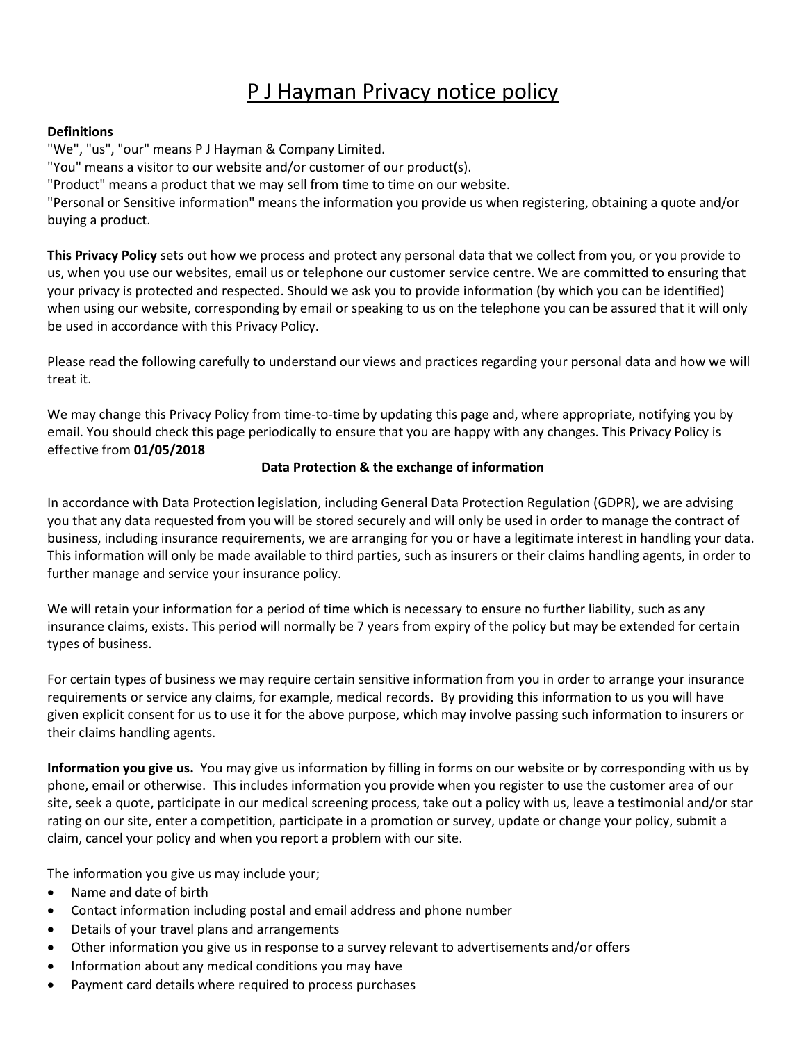# P J Hayman Privacy notice policy

**Definitions**

"We", "us", "our" means P J Hayman & Company Limited.
"You" means a visitor to our website and/or customer of our product(s).
"Product" means a product that we may sell from time to time on our website.
"Personal or Sensitive information" means the information you provide us when registering, obtaining a quote and/or buying a product.

**This Privacy Policy** sets out how we process and protect any personal data that we collect from you, or you provide to us, when you use our websites, email us or telephone our customer service centre. We are committed to ensuring that your privacy is protected and respected. Should we ask you to provide information (by which you can be identified) when using our website, corresponding by email or speaking to us on the telephone you can be assured that it will only be used in accordance with this Privacy Policy.

Please read the following carefully to understand our views and practices regarding your personal data and how we will treat it.

We may change this Privacy Policy from time-to-time by updating this page and, where appropriate, notifying you by email. You should check this page periodically to ensure that you are happy with any changes. This Privacy Policy is effective from **01/05/2018**

**Data Protection & the exchange of information**

In accordance with Data Protection legislation, including General Data Protection Regulation (GDPR), we are advising you that any data requested from you will be stored securely and will only be used in order to manage the contract of business, including insurance requirements, we are arranging for you or have a legitimate interest in handling your data. This information will only be made available to third parties, such as insurers or their claims handling agents, in order to further manage and service your insurance policy.

We will retain your information for a period of time which is necessary to ensure no further liability, such as any insurance claims, exists. This period will normally be 7 years from expiry of the policy but may be extended for certain types of business.

For certain types of business we may require certain sensitive information from you in order to arrange your insurance requirements or service any claims, for example, medical records. By providing this information to us you will have given explicit consent for us to use it for the above purpose, which may involve passing such information to insurers or their claims handling agents.

**Information you give us.** You may give us information by filling in forms on our website or by corresponding with us by phone, email or otherwise. This includes information you provide when you register to use the customer area of our site, seek a quote, participate in our medical screening process, take out a policy with us, leave a testimonial and/or star rating on our site, enter a competition, participate in a promotion or survey, update or change your policy, submit a claim, cancel your policy and when you report a problem with our site.

The information you give us may include your;

- Name and date of birth
- Contact information including postal and email address and phone number
- Details of your travel plans and arrangements
- Other information you give us in response to a survey relevant to advertisements and/or offers
- Information about any medical conditions you may have
- Payment card details where required to process purchases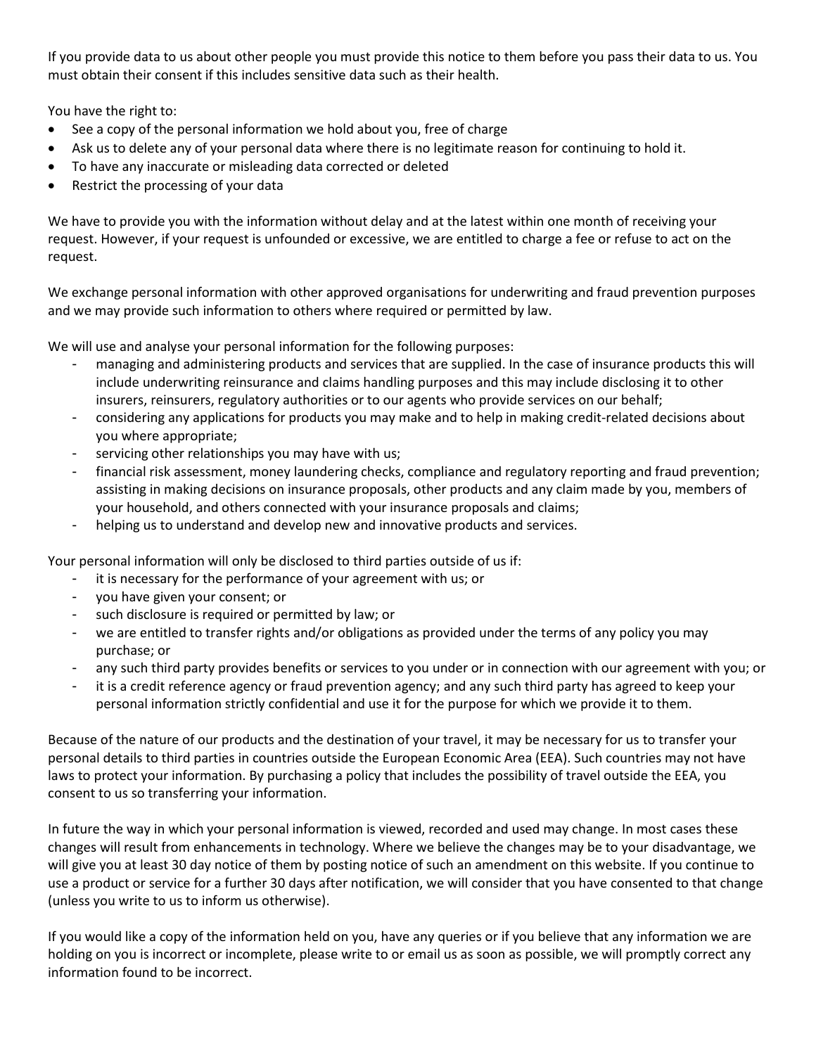If you provide data to us about other people you must provide this notice to them before you pass their data to us. You must obtain their consent if this includes sensitive data such as their health.

You have the right to:

- See a copy of the personal information we hold about you, free of charge
- Ask us to delete any of your personal data where there is no legitimate reason for continuing to hold it.
- To have any inaccurate or misleading data corrected or deleted
- Restrict the processing of your data

We have to provide you with the information without delay and at the latest within one month of receiving your request. However, if your request is unfounded or excessive, we are entitled to charge a fee or refuse to act on the request.

We exchange personal information with other approved organisations for underwriting and fraud prevention purposes and we may provide such information to others where required or permitted by law.

We will use and analyse your personal information for the following purposes:

- managing and administering products and services that are supplied. In the case of insurance products this will include underwriting reinsurance and claims handling purposes and this may include disclosing it to other insurers, reinsurers, regulatory authorities or to our agents who provide services on our behalf;
- considering any applications for products you may make and to help in making credit-related decisions about you where appropriate;
- servicing other relationships you may have with us;
- financial risk assessment, money laundering checks, compliance and regulatory reporting and fraud prevention; assisting in making decisions on insurance proposals, other products and any claim made by you, members of your household, and others connected with your insurance proposals and claims;
- helping us to understand and develop new and innovative products and services.

Your personal information will only be disclosed to third parties outside of us if:

- it is necessary for the performance of your agreement with us; or
- you have given your consent; or
- such disclosure is required or permitted by law; or
- we are entitled to transfer rights and/or obligations as provided under the terms of any policy you may purchase; or
- any such third party provides benefits or services to you under or in connection with our agreement with you; or
- it is a credit reference agency or fraud prevention agency; and any such third party has agreed to keep your personal information strictly confidential and use it for the purpose for which we provide it to them.

Because of the nature of our products and the destination of your travel, it may be necessary for us to transfer your personal details to third parties in countries outside the European Economic Area (EEA). Such countries may not have laws to protect your information. By purchasing a policy that includes the possibility of travel outside the EEA, you consent to us so transferring your information.

In future the way in which your personal information is viewed, recorded and used may change. In most cases these changes will result from enhancements in technology. Where we believe the changes may be to your disadvantage, we will give you at least 30 day notice of them by posting notice of such an amendment on this website. If you continue to use a product or service for a further 30 days after notification, we will consider that you have consented to that change (unless you write to us to inform us otherwise).

If you would like a copy of the information held on you, have any queries or if you believe that any information we are holding on you is incorrect or incomplete, please write to or email us as soon as possible, we will promptly correct any information found to be incorrect.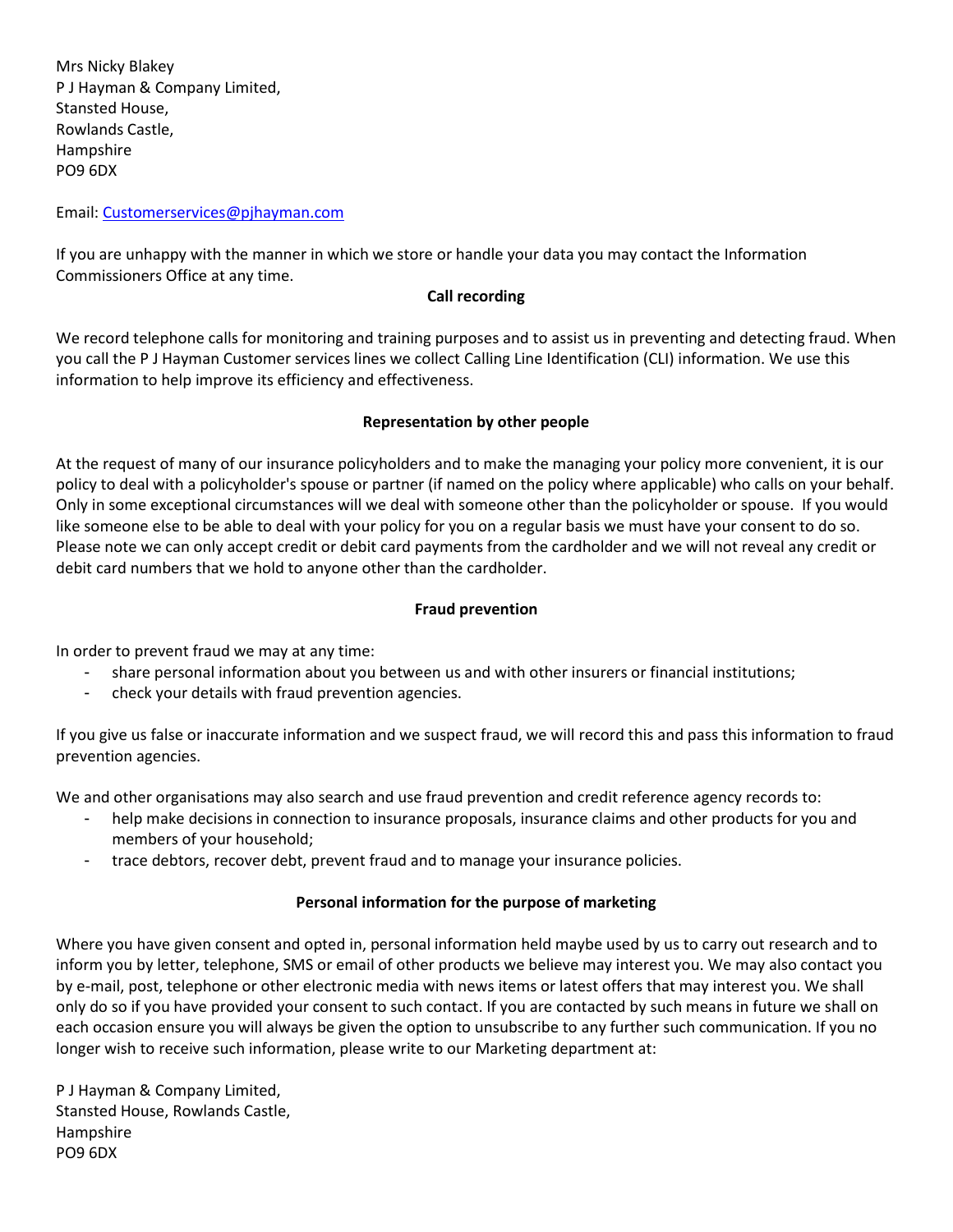Mrs Nicky Blakey
P J Hayman & Company Limited,
Stansted House,
Rowlands Castle,
Hampshire
PO9 6DX

Email: [Customerservices@pjhayman.com](mailto:Customerservices@pjhayman.com)

If you are unhappy with the manner in which we store or handle your data you may contact the Information Commissioners Office at any time.

**Call recording**

We record telephone calls for monitoring and training purposes and to assist us in preventing and detecting fraud. When you call the P J Hayman Customer services lines we collect Calling Line Identification (CLI) information. We use this information to help improve its efficiency and effectiveness.

**Representation by other people**

At the request of many of our insurance policyholders and to make the managing your policy more convenient, it is our policy to deal with a policyholder's spouse or partner (if named on the policy where applicable) who calls on your behalf. Only in some exceptional circumstances will we deal with someone other than the policyholder or spouse. If you would like someone else to be able to deal with your policy for you on a regular basis we must have your consent to do so. Please note we can only accept credit or debit card payments from the cardholder and we will not reveal any credit or debit card numbers that we hold to anyone other than the cardholder.

**Fraud prevention**

In order to prevent fraud we may at any time:

- share personal information about you between us and with other insurers or financial institutions;
- check your details with fraud prevention agencies.

If you give us false or inaccurate information and we suspect fraud, we will record this and pass this information to fraud prevention agencies.

We and other organisations may also search and use fraud prevention and credit reference agency records to:

- help make decisions in connection to insurance proposals, insurance claims and other products for you and members of your household;
- trace debtors, recover debt, prevent fraud and to manage your insurance policies.

**Personal information for the purpose of marketing**

Where you have given consent and opted in, personal information held maybe used by us to carry out research and to inform you by letter, telephone, SMS or email of other products we believe may interest you. We may also contact you by e-mail, post, telephone or other electronic media with news items or latest offers that may interest you. We shall only do so if you have provided your consent to such contact. If you are contacted by such means in future we shall on each occasion ensure you will always be given the option to unsubscribe to any further such communication. If you no longer wish to receive such information, please write to our Marketing department at:

P J Hayman & Company Limited,
Stansted House, Rowlands Castle,
Hampshire
PO9 6DX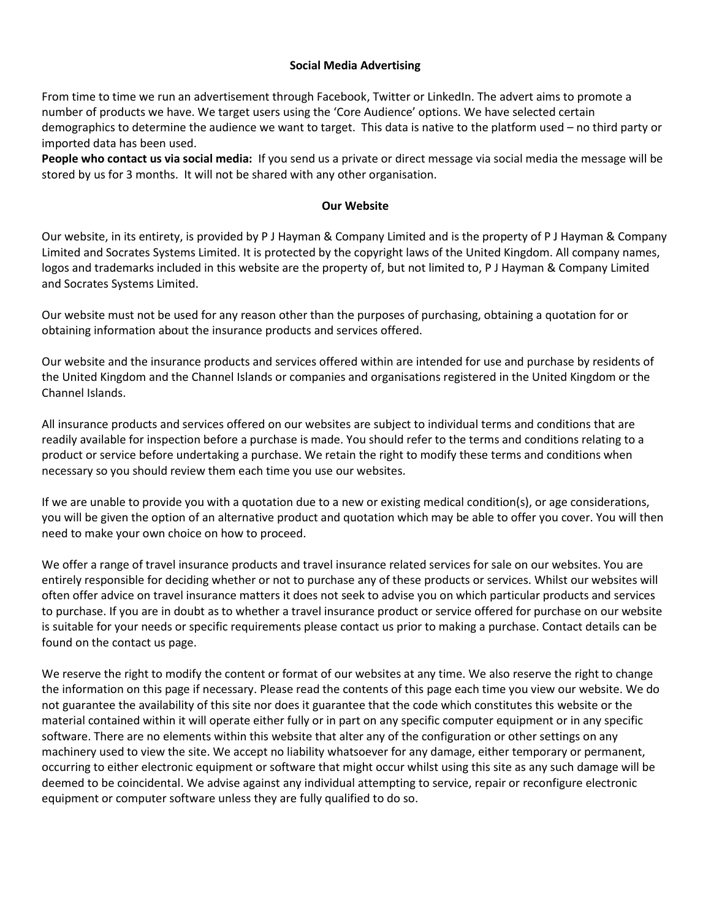## Social Media Advertising

From time to time we run an advertisement through Facebook, Twitter or LinkedIn. The advert aims to promote a number of products we have. We target users using the 'Core Audience' options. We have selected certain demographics to determine the audience we want to target. This data is native to the platform used – no third party or imported data has been used.

**People who contact us via social media:** If you send us a private or direct message via social media the message will be stored by us for 3 months. It will not be shared with any other organisation.

## Our Website

Our website, in its entirety, is provided by P J Hayman & Company Limited and is the property of P J Hayman & Company Limited and Socrates Systems Limited. It is protected by the copyright laws of the United Kingdom. All company names, logos and trademarks included in this website are the property of, but not limited to, P J Hayman & Company Limited and Socrates Systems Limited.

Our website must not be used for any reason other than the purposes of purchasing, obtaining a quotation for or obtaining information about the insurance products and services offered.

Our website and the insurance products and services offered within are intended for use and purchase by residents of the United Kingdom and the Channel Islands or companies and organisations registered in the United Kingdom or the Channel Islands.

All insurance products and services offered on our websites are subject to individual terms and conditions that are readily available for inspection before a purchase is made. You should refer to the terms and conditions relating to a product or service before undertaking a purchase. We retain the right to modify these terms and conditions when necessary so you should review them each time you use our websites.

If we are unable to provide you with a quotation due to a new or existing medical condition(s), or age considerations, you will be given the option of an alternative product and quotation which may be able to offer you cover. You will then need to make your own choice on how to proceed.

We offer a range of travel insurance products and travel insurance related services for sale on our websites. You are entirely responsible for deciding whether or not to purchase any of these products or services. Whilst our websites will often offer advice on travel insurance matters it does not seek to advise you on which particular products and services to purchase. If you are in doubt as to whether a travel insurance product or service offered for purchase on our website is suitable for your needs or specific requirements please contact us prior to making a purchase. Contact details can be found on the contact us page.

We reserve the right to modify the content or format of our websites at any time. We also reserve the right to change the information on this page if necessary. Please read the contents of this page each time you view our website. We do not guarantee the availability of this site nor does it guarantee that the code which constitutes this website or the material contained within it will operate either fully or in part on any specific computer equipment or in any specific software. There are no elements within this website that alter any of the configuration or other settings on any machinery used to view the site. We accept no liability whatsoever for any damage, either temporary or permanent, occurring to either electronic equipment or software that might occur whilst using this site as any such damage will be deemed to be coincidental. We advise against any individual attempting to service, repair or reconfigure electronic equipment or computer software unless they are fully qualified to do so.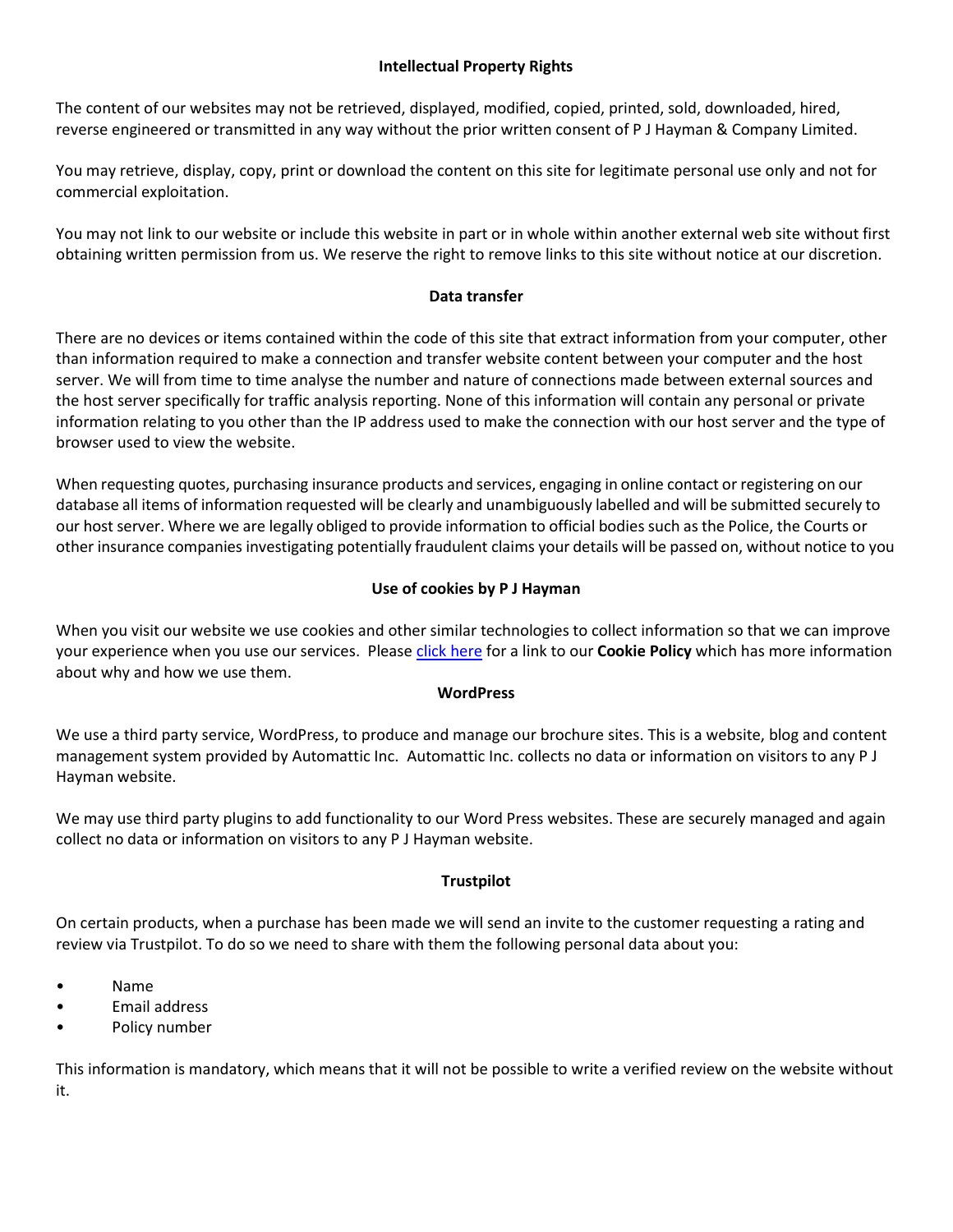## Intellectual Property Rights

The content of our websites may not be retrieved, displayed, modified, copied, printed, sold, downloaded, hired, reverse engineered or transmitted in any way without the prior written consent of P J Hayman & Company Limited.

You may retrieve, display, copy, print or download the content on this site for legitimate personal use only and not for commercial exploitation.

You may not link to our website or include this website in part or in whole within another external web site without first obtaining written permission from us. We reserve the right to remove links to this site without notice at our discretion.

## Data transfer

There are no devices or items contained within the code of this site that extract information from your computer, other than information required to make a connection and transfer website content between your computer and the host server. We will from time to time analyse the number and nature of connections made between external sources and the host server specifically for traffic analysis reporting. None of this information will contain any personal or private information relating to you other than the IP address used to make the connection with our host server and the type of browser used to view the website.

When requesting quotes, purchasing insurance products and services, engaging in online contact or registering on our database all items of information requested will be clearly and unambiguously labelled and will be submitted securely to our host server. Where we are legally obliged to provide information to official bodies such as the Police, the Courts or other insurance companies investigating potentially fraudulent claims your details will be passed on, without notice to you

## Use of cookies by P J Hayman

When you visit our website we use cookies and other similar technologies to collect information so that we can improve your experience when you use our services. Please click here for a link to our **Cookie Policy** which has more information about why and how we use them.

## WordPress

We use a third party service, WordPress, to produce and manage our brochure sites. This is a website, blog and content management system provided by Automattic Inc. Automattic Inc. collects no data or information on visitors to any P J Hayman website.

We may use third party plugins to add functionality to our Word Press websites. These are securely managed and again collect no data or information on visitors to any P J Hayman website.

## Trustpilot

On certain products, when a purchase has been made we will send an invite to the customer requesting a rating and review via Trustpilot. To do so we need to share with them the following personal data about you:

- Name
- Email address
- Policy number

This information is mandatory, which means that it will not be possible to write a verified review on the website without it.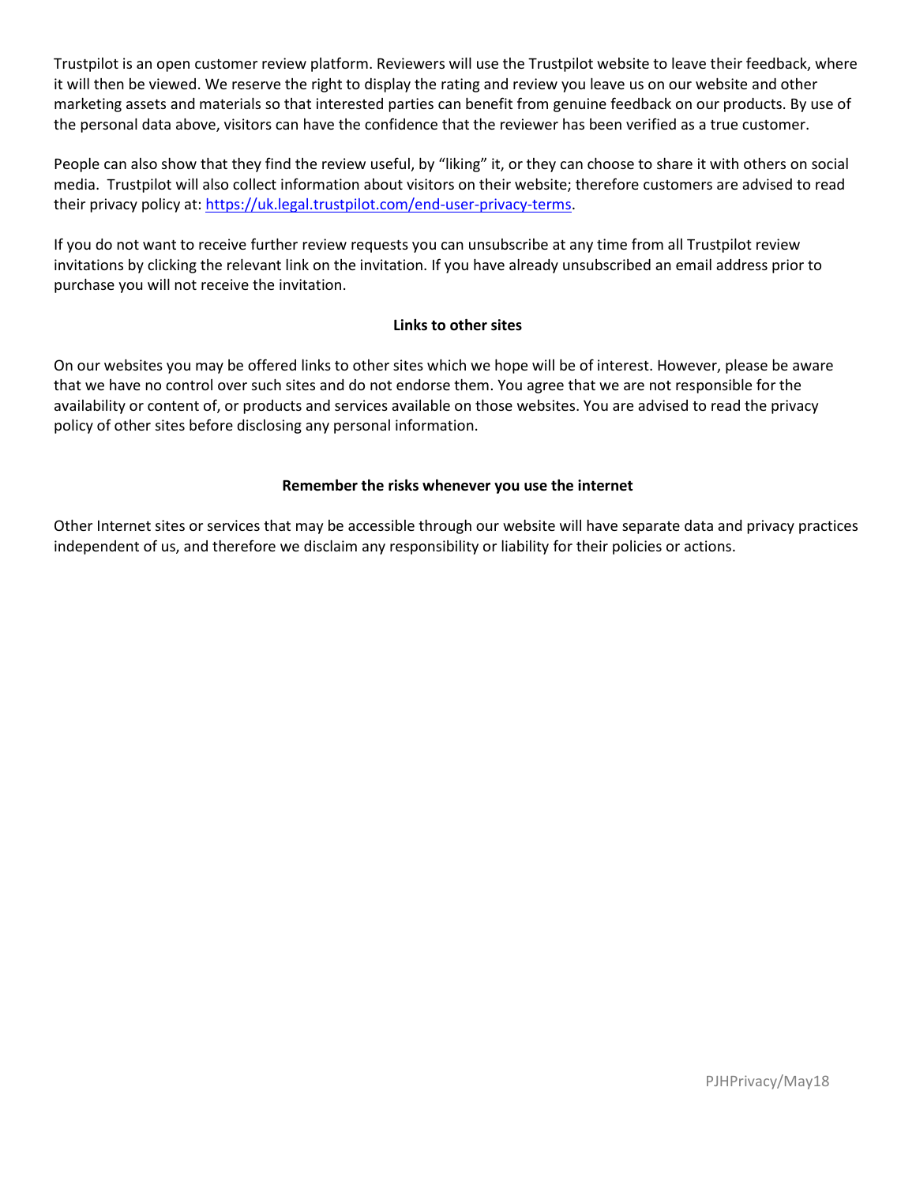Trustpilot is an open customer review platform. Reviewers will use the Trustpilot website to leave their feedback, where it will then be viewed. We reserve the right to display the rating and review you leave us on our website and other marketing assets and materials so that interested parties can benefit from genuine feedback on our products. By use of the personal data above, visitors can have the confidence that the reviewer has been verified as a true customer.

People can also show that they find the review useful, by "liking" it, or they can choose to share it with others on social media. Trustpilot will also collect information about visitors on their website; therefore customers are advised to read their privacy policy at: [https://uk.legal.trustpilot.com/end-user-privacy-terms](https://uk.legal.trustpilot.com/end-user-privacy-terms).

If you do not want to receive further review requests you can unsubscribe at any time from all Trustpilot review invitations by clicking the relevant link on the invitation. If you have already unsubscribed an email address prior to purchase you will not receive the invitation.

**Links to other sites**

On our websites you may be offered links to other sites which we hope will be of interest. However, please be aware that we have no control over such sites and do not endorse them. You agree that we are not responsible for the availability or content of, or products and services available on those websites. You are advised to read the privacy policy of other sites before disclosing any personal information.

**Remember the risks whenever you use the internet**

Other Internet sites or services that may be accessible through our website will have separate data and privacy practices independent of us, and therefore we disclaim any responsibility or liability for their policies or actions.